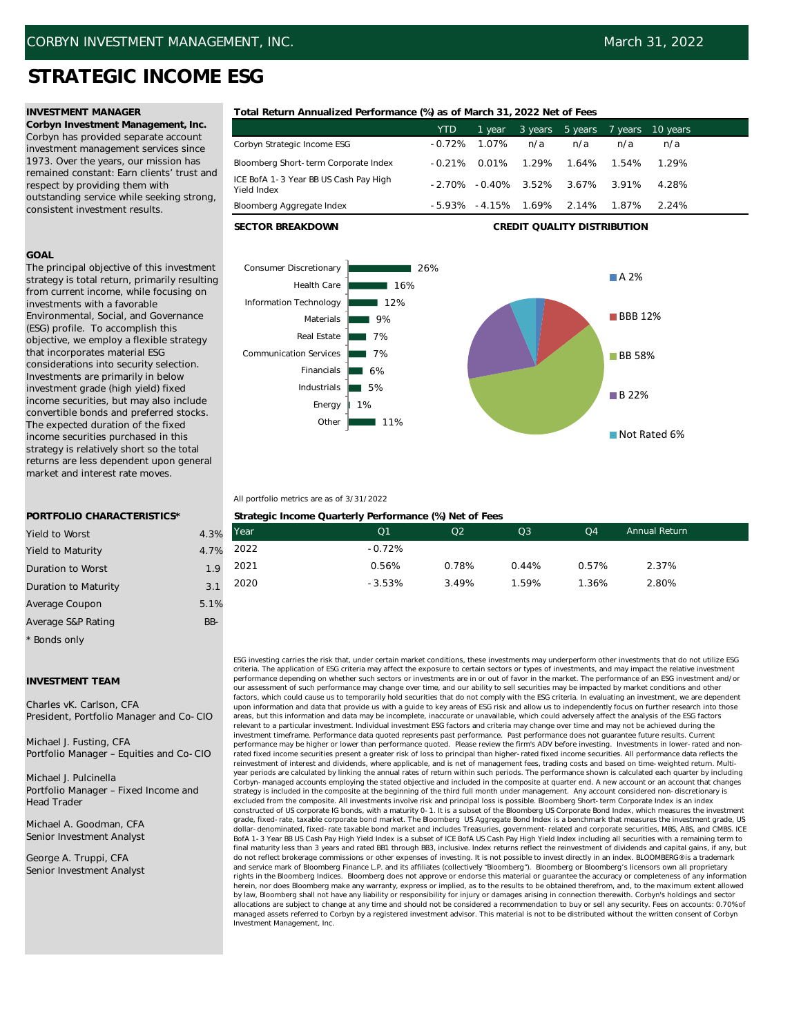CORBYN INVESTMENT MANAGEMENT, INC. — March 31, 2022

# STRATEGIC INCOME ESG

### INVESTMENT MANAGER

**Corbyn Investment Management, Inc.**
Corbyn has provided separate account investment management services since 1973. Over the years, our mission has remained constant: Earn clients' trust and respect by providing them with outstanding service while seeking strong, consistent investment results.

### GOAL

The principal objective of this investment strategy is total return, primarily resulting from current income, while focusing on investments with a favorable Environmental, Social, and Governance (ESG) profile. To accomplish this objective, we employ a flexible strategy that incorporates material ESG considerations into security selection. Investments are primarily in below investment grade (high yield) fixed income securities, but may also include convertible bonds and preferred stocks. The expected duration of the fixed income securities purchased in this strategy is relatively short so the total returns are less dependent upon general market and interest rate moves.

### PORTFOLIO CHARACTERISTICS*

| | |
|---|---|
| Yield to Worst | 4.3% |
| Yield to Maturity | 4.7% |
| Duration to Worst | 1.9 |
| Duration to Maturity | 3.1 |
| Average Coupon | 5.1% |
| Average S&P Rating | BB- |

\* Bonds only

### INVESTMENT TEAM

Charles vK. Carlson, CFA
President, Portfolio Manager and Co-CIO

Michael J. Fusting, CFA
Portfolio Manager – Equities and Co-CIO

Michael J. Pulcinella
Portfolio Manager – Fixed Income and Head Trader

Michael A. Goodman, CFA
Senior Investment Analyst

George A. Truppi, CFA
Senior Investment Analyst

### Total Return Annualized Performance (%) as of March 31, 2022 Net of Fees

| | YTD | 1 year | 3 years | 5 years | 7 years | 10 years |
|---|---|---|---|---|---|---|
| Corbyn Strategic Income ESG | -0.72% | 1.07% | n/a | n/a | n/a | n/a |
| Bloomberg Short-term Corporate Index | -0.21% | 0.01% | 1.29% | 1.64% | 1.54% | 1.29% |
| ICE BofA 1-3 Year BB US Cash Pay High Yield Index | -2.70% | -0.40% | 3.52% | 3.67% | 3.91% | 4.28% |
| Bloomberg Aggregate Index | -5.93% | -4.15% | 1.69% | 2.14% | 1.87% | 2.24% |

### SECTOR BREAKDOWN

| Sector | % |
|---|---|
| Consumer Discretionary | 26% |
| Health Care | 16% |
| Information Technology | 12% |
| Materials | 9% |
| Real Estate | 7% |
| Communication Services | 7% |
| Financials | 6% |
| Industrials | 5% |
| Energy | 1% |
| Other | 11% |

### CREDIT QUALITY DISTRIBUTION

| Rating | % |
|---|---|
| A | 2% |
| BBB | 12% |
| BB | 58% |
| B | 22% |
| Not Rated | 6% |

All portfolio metrics are as of 3/31/2022

### Strategic Income Quarterly Performance (%) Net of Fees

| Year | Q1 | Q2 | Q3 | Q4 | Annual Return |
|---|---|---|---|---|---|
| 2022 | -0.72% | | | | |
| 2021 | 0.56% | 0.78% | 0.44% | 0.57% | 2.37% |
| 2020 | -3.53% | 3.49% | 1.59% | 1.36% | 2.80% |

ESG investing carries the risk that, under certain market conditions, these investments may underperform other investments that do not utilize ESG criteria. The application of ESG criteria may affect the exposure to certain sectors or types of investments, and may impact the relative investment performance depending on whether such sectors or investments are in or out of favor in the market. The performance of an ESG investment and/or our assessment of such performance may change over time, and our ability to sell securities may be impacted by market conditions and other factors, which could cause us to temporarily hold securities that do not comply with the ESG criteria. In evaluating an investment, we are dependent upon information and data that provide us with a guide to key areas of ESG risk and allow us to independently focus on further research into those areas, but this information and data may be incomplete, inaccurate or unavailable, which could adversely affect the analysis of the ESG factors relevant to a particular investment. Individual investment ESG factors and criteria may change over time and may not be achieved during the investment timeframe. Performance data quoted represents past performance. Past performance does not guarantee future results. Current performance may be higher or lower than performance quoted. Please review the firm's ADV before investing. Investments in lower-rated and non-rated fixed income securities present a greater risk of loss to principal than higher-rated fixed income securities. All performance data reflects the reinvestment of interest and dividends, where applicable, and is net of management fees, trading costs and based on time-weighted return. Multi-year periods are calculated by linking the annual rates of return within such periods. The performance shown is calculated each quarter by including Corbyn-managed accounts employing the stated objective and included in the composite at quarter end. A new account or an account that changes strategy is included in the composite at the beginning of the third full month under management. Any account considered non-discretionary is excluded from the composite. All investments involve risk and principal loss is possible. Bloomberg Short-term Corporate Index is an index constructed of US corporate IG bonds, with a maturity 0-1. It is a subset of the Bloomberg US Corporate Bond Index, which measures the investment grade, fixed-rate, taxable corporate bond market. The Bloomberg US Aggregate Bond Index is a benchmark that measures the investment grade, US dollar-denominated, fixed-rate taxable bond market and includes Treasuries, government-related and corporate securities, MBS, ABS, and CMBS. ICE BofA 1-3 Year BB US Cash Pay High Yield Index is a subset of ICE BofA US Cash Pay High Yield Index including all securities with a remaining term to final maturity less than 3 years and rated BB1 through BB3, inclusive. Index returns reflect the reinvestment of dividends and capital gains, if any, but do not reflect brokerage commissions or other expenses of investing. It is not possible to invest directly in an index. BLOOMBERG® is a trademark and service mark of Bloomberg Finance L.P. and its affiliates (collectively "Bloomberg"). Bloomberg or Bloomberg's licensors own all proprietary rights in the Bloomberg Indices. Bloomberg does not approve or endorse this material or guarantee the accuracy or completeness of any information herein, nor does Bloomberg make any warranty, express or implied, as to the results to be obtained therefrom, and, to the maximum extent allowed by law, Bloomberg shall not have any liability or responsibility for injury or damages arising in connection therewith. Corbyn's holdings and sector allocations are subject to change at any time and should not be considered a recommendation to buy or sell any security. Fees on accounts: 0.70% of managed assets referred to Corbyn by a registered investment advisor. This material is not to be distributed without the written consent of Corbyn Investment Management, Inc.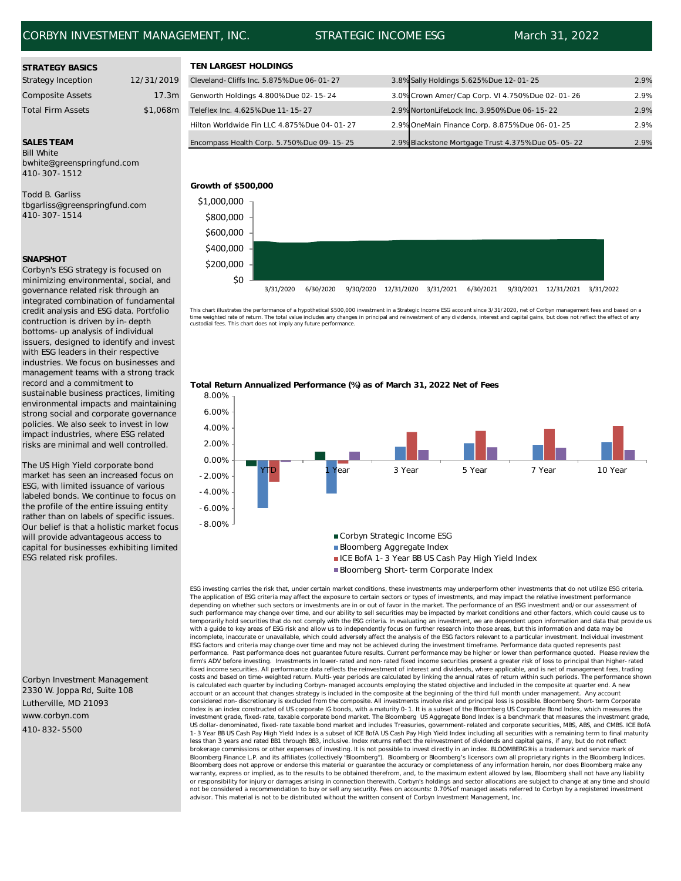CORBYN INVESTMENT MANAGEMENT, INC. | STRATEGIC INCOME ESG | March 31, 2022

## STRATEGY BASICS

| | |
|---|---|
| Strategy Inception | 12/31/2019 |
| Composite Assets | 17.3m |
| Total Firm Assets | $1,068m |

## SALES TEAM

Bill White
bwhite@greenspringfund.com
410-307-1512

Todd B. Garliss
tbgarliss@greenspringfund.com
410-307-1514

## SNAPSHOT

Corbyn's ESG strategy is focused on minimizing environmental, social, and governance related risk through an integrated combination of fundamental credit analysis and ESG data. Portfolio contruction is driven by in-depth bottoms-up analysis of individual issuers, designed to identify and invest with ESG leaders in their respective industries. We focus on businesses and management teams with a strong track record and a commitment to sustainable business practices, limiting environmental impacts and maintaining strong social and corporate governance policies. We also seek to invest in low impact industries, where ESG related risks are minimal and well controlled.

The US High Yield corporate bond market has seen an increased focus on ESG, with limited issuance of various labeled bonds. We continue to focus on the profile of the entire issuing entity rather than on labels of specific issues. Our belief is that a holistic market focus will provide advantageous access to capital for businesses exhibiting limited ESG related risk profiles.

Corbyn Investment Management
2330 W. Joppa Rd, Suite 108
Lutherville, MD 21093
www.corbyn.com
410-832-5500

## TEN LARGEST HOLDINGS

| Holding | % | Holding | % |
|---|---|---|---|
| Cleveland-Cliffs Inc. 5.875%Due 06-01-27 | 3.8% | Sally Holdings 5.625%Due 12-01-25 | 2.9% |
| Genworth Holdings 4.800%Due 02-15-24 | 3.0% | Crown Amer/Cap Corp. VI 4.750%Due 02-01-26 | 2.9% |
| Teleflex Inc. 4.625%Due 11-15-27 | 2.9% | NortonLifeLock Inc. 3.950%Due 06-15-22 | 2.9% |
| Hilton Worldwide Fin LLC 4.875%Due 04-01-27 | 2.9% | OneMain Finance Corp. 8.875%Due 06-01-25 | 2.9% |
| Encompass Health Corp. 5.750%Due 09-15-25 | 2.9% | Blackstone Mortgage Trust 4.375%Due 05-05-22 | 2.9% |

## Growth of $500,000

This chart illustrates the performance of a hypothetical $500,000 investment in a Strategic Income ESG account since 3/31/2020, net of Corbyn management fees and based on a time weighted rate of return. The total value includes any changes in principal and reinvestment of any dividends, interest and capital gains, but does not reflect the effect of any custodial fees. This chart does not imply any future performance.

## Total Return Annualized Performance (%) as of March 31, 2022 Net of Fees

Legend: Corbyn Strategic Income ESG; Bloomberg Aggregate Index; ICE BofA 1-3 Year BB US Cash Pay High Yield Index; Bloomberg Short-term Corporate Index

Periods: YTD, 1 Year, 3 Year, 5 Year, 7 Year, 10 Year

ESG investing carries the risk that, under certain market conditions, these investments may underperform other investments that do not utilize ESG criteria. The application of ESG criteria may affect the exposure to certain sectors or types of investments, and may impact the relative investment performance depending on whether such sectors or investments are in or out of favor in the market. The performance of an ESG investment and/or our assessment of such performance may change over time, and our ability to sell securities may be impacted by market conditions and other factors, which could cause us to temporarily hold securities that do not comply with the ESG criteria. In evaluating an investment, we are dependent upon information and data that provide us with a guide to key areas of ESG risk and allow us to independently focus on further research into those areas, but this information and data may be incomplete, inaccurate or unavailable, which could adversely affect the analysis of the ESG factors relevant to a particular investment. Individual investment ESG factors and criteria may change over time and may not be achieved during the investment timeframe. Performance data quoted represents past performance. Past performance does not guarantee future results. Current performance may be higher or lower than performance quoted. Please review the firm's ADV before investing. Investments in lower-rated and non-rated fixed income securities present a greater risk of loss to principal than higher-rated fixed income securities. All performance data reflects the reinvestment of interest and dividends, where applicable, and is net of management fees, trading costs and based on time-weighted return. Multi-year periods are calculated by linking the annual rates of return within such periods. The performance shown is calculated each quarter by including Corbyn-managed accounts employing the stated objective and included in the composite at quarter end. A new account or an account that changes strategy is included in the composite at the beginning of the third full month under management. Any account considered non-discretionary is excluded from the composite. All investments involve risk and principal loss is possible. Bloomberg Short-term Corporate Index is an index constructed of US corporate IG bonds, with a maturity 0-1. It is a subset of the Bloomberg US Corporate Bond Index, which measures the investment grade, fixed-rate, taxable corporate bond market. The Bloomberg US Aggregate Bond Index is a benchmark that measures the investment grade, US dollar-denominated, fixed-rate taxable bond market and includes Treasuries, government-related and corporate securities, MBS, ABS, and CMBS. ICE BofA 1-3 Year BB US Cash Pay High Yield Index is a subset of ICE BofA US Cash Pay High Yield Index including all securities with a remaining term to final maturity less than 3 years and rated BB1 through BB3, inclusive. Index returns reflect the reinvestment of dividends and capital gains, if any, but do not reflect brokerage commissions or other expenses of investing. It is not possible to invest directly in an index. BLOOMBERG® is a trademark and service mark of Bloomberg Finance L.P. and its affiliates (collectively "Bloomberg"). Bloomberg or Bloomberg's licensors own all proprietary rights in the Bloomberg Indices. Bloomberg does not approve or endorse this material or guarantee the accuracy or completeness of any information herein, nor does Bloomberg make any warranty, express or implied, as to the results to be obtained therefrom, and, to the maximum extent allowed by law, Bloomberg shall not have any liability or responsibility for injury or damages arising in connection therewith. Corbyn's holdings and sector allocations are subject to change at any time and should not be considered a recommendation to buy or sell any security. Fees on accounts: 0.70% of managed assets referred to Corbyn by a registered investment advisor. This material is not to be distributed without the written consent of Corbyn Investment Management, Inc.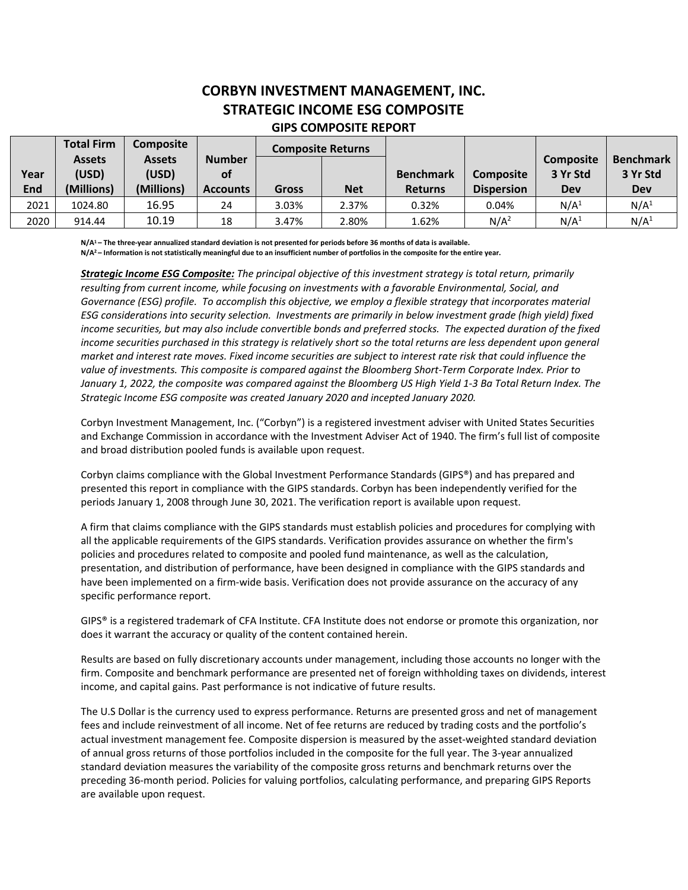# CORBYN INVESTMENT MANAGEMENT, INC.
# STRATEGIC INCOME ESG COMPOSITE
## GIPS COMPOSITE REPORT

| Year End | Total Firm Assets (USD) (Millions) | Composite Assets (USD) (Millions) | Number of Accounts | Composite Returns | | Benchmark Returns | Composite Dispersion | Composite 3 Yr Std Dev | Benchmark 3 Yr Std Dev |
|---|---|---|---|---|---|---|---|---|---|
| | | | | Gross | Net | | | | |
| 2021 | 1024.80 | 16.95 | 24 | 3.03% | 2.37% | 0.32% | 0.04% | N/A[1] | N/A[1] |
| 2020 | 914.44 | 10.19 | 18 | 3.47% | 2.80% | 1.62% | N/A[2] | N/A[1] | N/A[1] |

**N/A[1] – The three-year annualized standard deviation is not presented for periods before 36 months of data is available.**
**N/A[2] – Information is not statistically meaningful due to an insufficient number of portfolios in the composite for the entire year.**

***Strategic Income ESG Composite:*** *The principal objective of this investment strategy is total return, primarily resulting from current income, while focusing on investments with a favorable Environmental, Social, and Governance (ESG) profile. To accomplish this objective, we employ a flexible strategy that incorporates material ESG considerations into security selection. Investments are primarily in below investment grade (high yield) fixed income securities, but may also include convertible bonds and preferred stocks. The expected duration of the fixed income securities purchased in this strategy is relatively short so the total returns are less dependent upon general market and interest rate moves. Fixed income securities are subject to interest rate risk that could influence the value of investments. This composite is compared against the Bloomberg Short-Term Corporate Index. Prior to January 1, 2022, the composite was compared against the Bloomberg US High Yield 1-3 Ba Total Return Index. The Strategic Income ESG composite was created January 2020 and incepted January 2020.*

Corbyn Investment Management, Inc. ("Corbyn") is a registered investment adviser with United States Securities and Exchange Commission in accordance with the Investment Adviser Act of 1940. The firm's full list of composite and broad distribution pooled funds is available upon request.

Corbyn claims compliance with the Global Investment Performance Standards (GIPS®) and has prepared and presented this report in compliance with the GIPS standards. Corbyn has been independently verified for the periods January 1, 2008 through June 30, 2021. The verification report is available upon request.

A firm that claims compliance with the GIPS standards must establish policies and procedures for complying with all the applicable requirements of the GIPS standards. Verification provides assurance on whether the firm's policies and procedures related to composite and pooled fund maintenance, as well as the calculation, presentation, and distribution of performance, have been designed in compliance with the GIPS standards and have been implemented on a firm-wide basis. Verification does not provide assurance on the accuracy of any specific performance report.

GIPS® is a registered trademark of CFA Institute. CFA Institute does not endorse or promote this organization, nor does it warrant the accuracy or quality of the content contained herein.

Results are based on fully discretionary accounts under management, including those accounts no longer with the firm. Composite and benchmark performance are presented net of foreign withholding taxes on dividends, interest income, and capital gains. Past performance is not indicative of future results.

The U.S Dollar is the currency used to express performance. Returns are presented gross and net of management fees and include reinvestment of all income. Net of fee returns are reduced by trading costs and the portfolio's actual investment management fee. Composite dispersion is measured by the asset-weighted standard deviation of annual gross returns of those portfolios included in the composite for the full year. The 3-year annualized standard deviation measures the variability of the composite gross returns and benchmark returns over the preceding 36-month period. Policies for valuing portfolios, calculating performance, and preparing GIPS Reports are available upon request.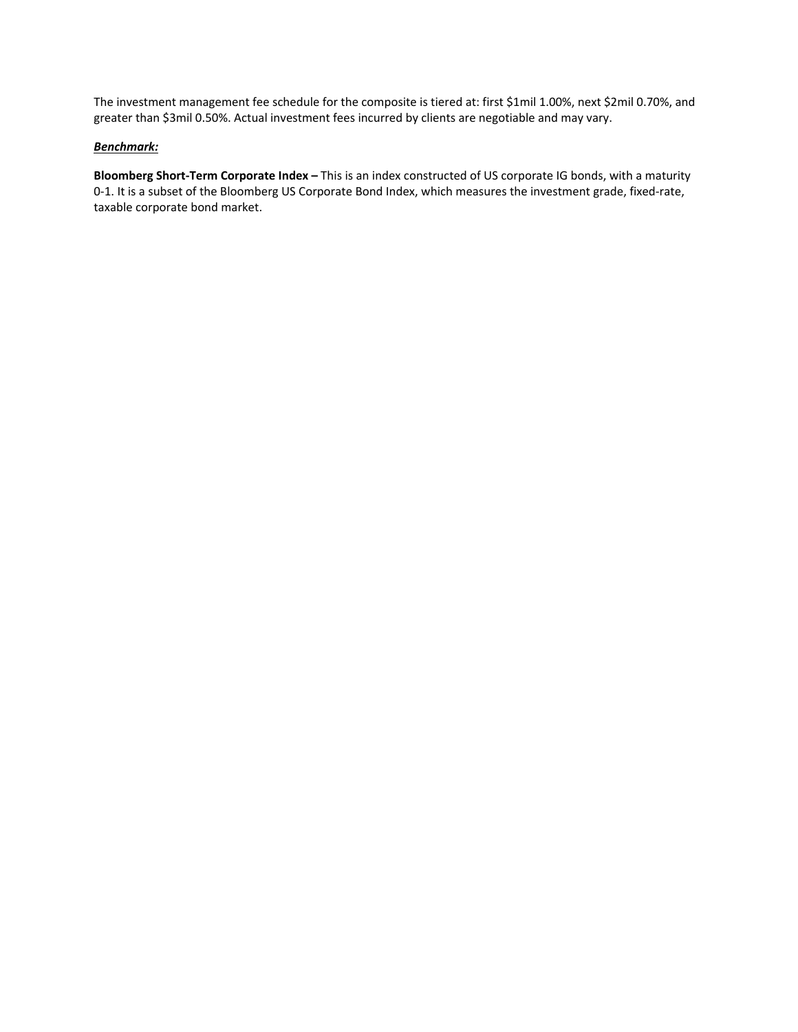The investment management fee schedule for the composite is tiered at: first $1mil 1.00%, next $2mil 0.70%, and greater than $3mil 0.50%. Actual investment fees incurred by clients are negotiable and may vary.

***Benchmark:***

**Bloomberg Short-Term Corporate Index –** This is an index constructed of US corporate IG bonds, with a maturity 0-1. It is a subset of the Bloomberg US Corporate Bond Index, which measures the investment grade, fixed-rate, taxable corporate bond market.